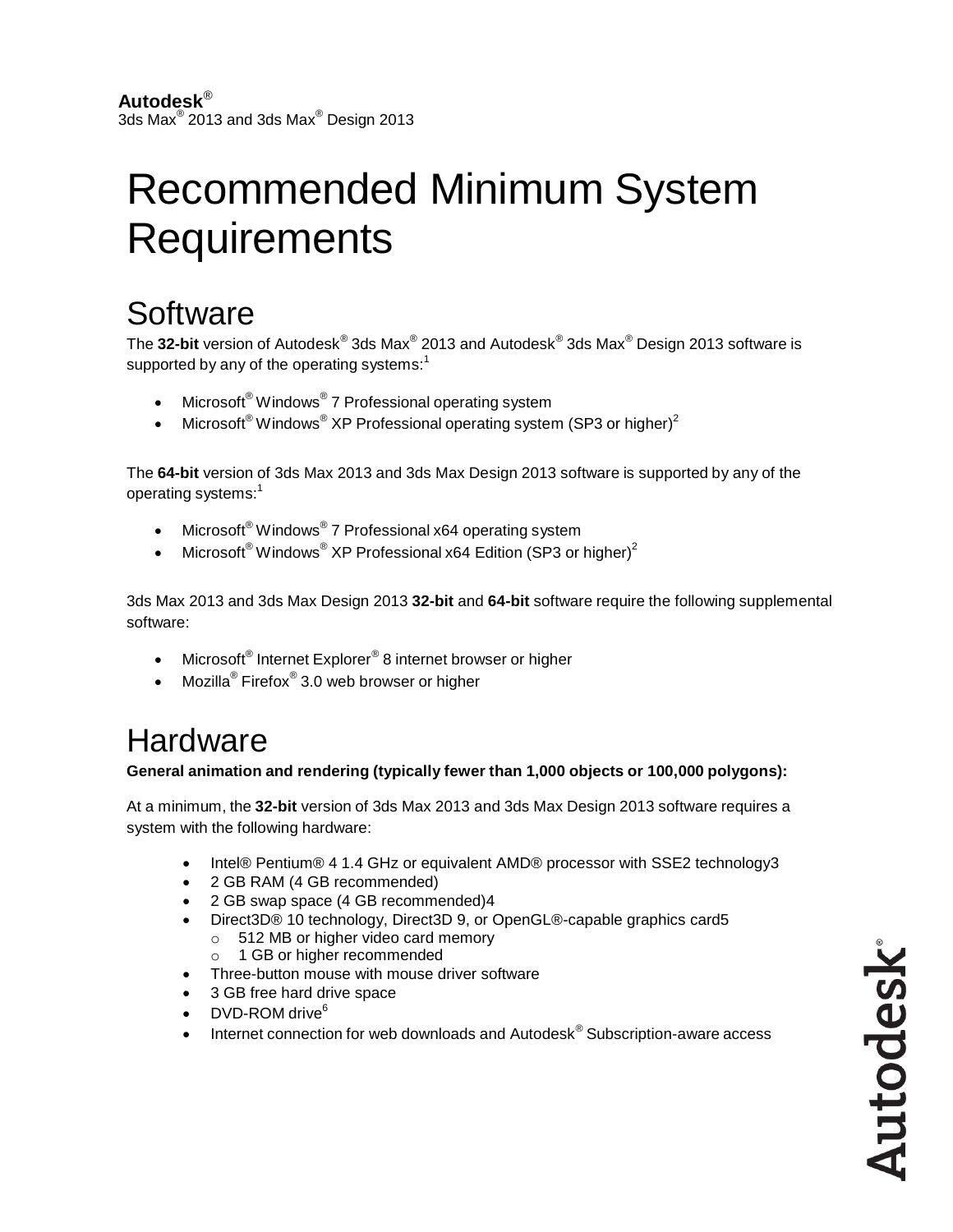**Autodesk®**
3ds Max® 2013 and 3ds Max® Design 2013

# Recommended Minimum System Requirements

## Software

The **32-bit** version of Autodesk® 3ds Max® 2013 and Autodesk® 3ds Max® Design 2013 software is supported by any of the operating systems:[1]

- Microsoft® Windows® 7 Professional operating system
- Microsoft® Windows® XP Professional operating system (SP3 or higher)[2]

The **64-bit** version of 3ds Max 2013 and 3ds Max Design 2013 software is supported by any of the operating systems:[1]

- Microsoft® Windows® 7 Professional x64 operating system
- Microsoft® Windows® XP Professional x64 Edition (SP3 or higher)[2]

3ds Max 2013 and 3ds Max Design 2013 **32-bit** and **64-bit** software require the following supplemental software:

- Microsoft® Internet Explorer® 8 internet browser or higher
- Mozilla® Firefox® 3.0 web browser or higher

## Hardware

**General animation and rendering (typically fewer than 1,000 objects or 100,000 polygons):**

At a minimum, the **32-bit** version of 3ds Max 2013 and 3ds Max Design 2013 software requires a system with the following hardware:

- Intel® Pentium® 4 1.4 GHz or equivalent AMD® processor with SSE2 technology3
- 2 GB RAM (4 GB recommended)
- 2 GB swap space (4 GB recommended)4
- Direct3D® 10 technology, Direct3D 9, or OpenGL®-capable graphics card5
  - 512 MB or higher video card memory
  - 1 GB or higher recommended
- Three-button mouse with mouse driver software
- 3 GB free hard drive space
- DVD-ROM drive[6]
- Internet connection for web downloads and Autodesk® Subscription-aware access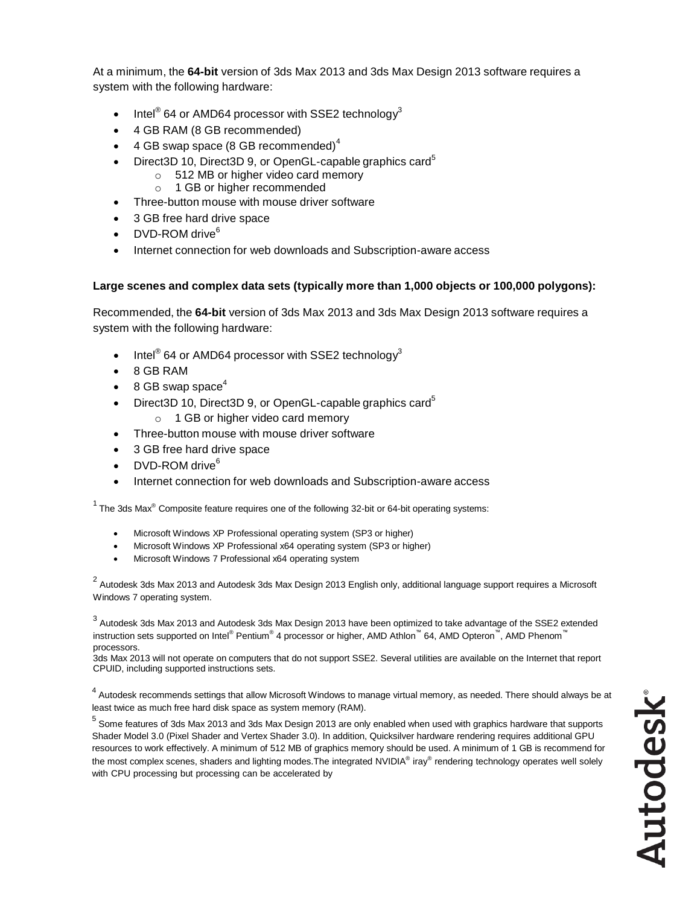At a minimum, the **64-bit** version of 3ds Max 2013 and 3ds Max Design 2013 software requires a system with the following hardware:

- Intel® 64 or AMD64 processor with SSE2 technology[3]
- 4 GB RAM (8 GB recommended)
- 4 GB swap space (8 GB recommended)[4]
- Direct3D 10, Direct3D 9, or OpenGL-capable graphics card[5]
    - 512 MB or higher video card memory
    - 1 GB or higher recommended
- Three-button mouse with mouse driver software
- 3 GB free hard drive space
- DVD-ROM drive[6]
- Internet connection for web downloads and Subscription-aware access

**Large scenes and complex data sets (typically more than 1,000 objects or 100,000 polygons):**

Recommended, the **64-bit** version of 3ds Max 2013 and 3ds Max Design 2013 software requires a system with the following hardware:

- Intel® 64 or AMD64 processor with SSE2 technology[3]
- 8 GB RAM
- 8 GB swap space[4]
- Direct3D 10, Direct3D 9, or OpenGL-capable graphics card[5]
    - 1 GB or higher video card memory
- Three-button mouse with mouse driver software
- 3 GB free hard drive space
- DVD-ROM drive[6]
- Internet connection for web downloads and Subscription-aware access

[1] The 3ds Max® Composite feature requires one of the following 32-bit or 64-bit operating systems:

- Microsoft Windows XP Professional operating system (SP3 or higher)
- Microsoft Windows XP Professional x64 operating system (SP3 or higher)
- Microsoft Windows 7 Professional x64 operating system

[2] Autodesk 3ds Max 2013 and Autodesk 3ds Max Design 2013 English only, additional language support requires a Microsoft Windows 7 operating system.

[3] Autodesk 3ds Max 2013 and Autodesk 3ds Max Design 2013 have been optimized to take advantage of the SSE2 extended instruction sets supported on Intel® Pentium® 4 processor or higher, AMD Athlon™ 64, AMD Opteron™, AMD Phenom™ processors.
3ds Max 2013 will not operate on computers that do not support SSE2. Several utilities are available on the Internet that report CPUID, including supported instructions sets.

[4] Autodesk recommends settings that allow Microsoft Windows to manage virtual memory, as needed. There should always be at least twice as much free hard disk space as system memory (RAM).

[5] Some features of 3ds Max 2013 and 3ds Max Design 2013 are only enabled when used with graphics hardware that supports Shader Model 3.0 (Pixel Shader and Vertex Shader 3.0). In addition, Quicksilver hardware rendering requires additional GPU resources to work effectively. A minimum of 512 MB of graphics memory should be used. A minimum of 1 GB is recommend for the most complex scenes, shaders and lighting modes.The integrated NVIDIA® iray® rendering technology operates well solely with CPU processing but processing can be accelerated by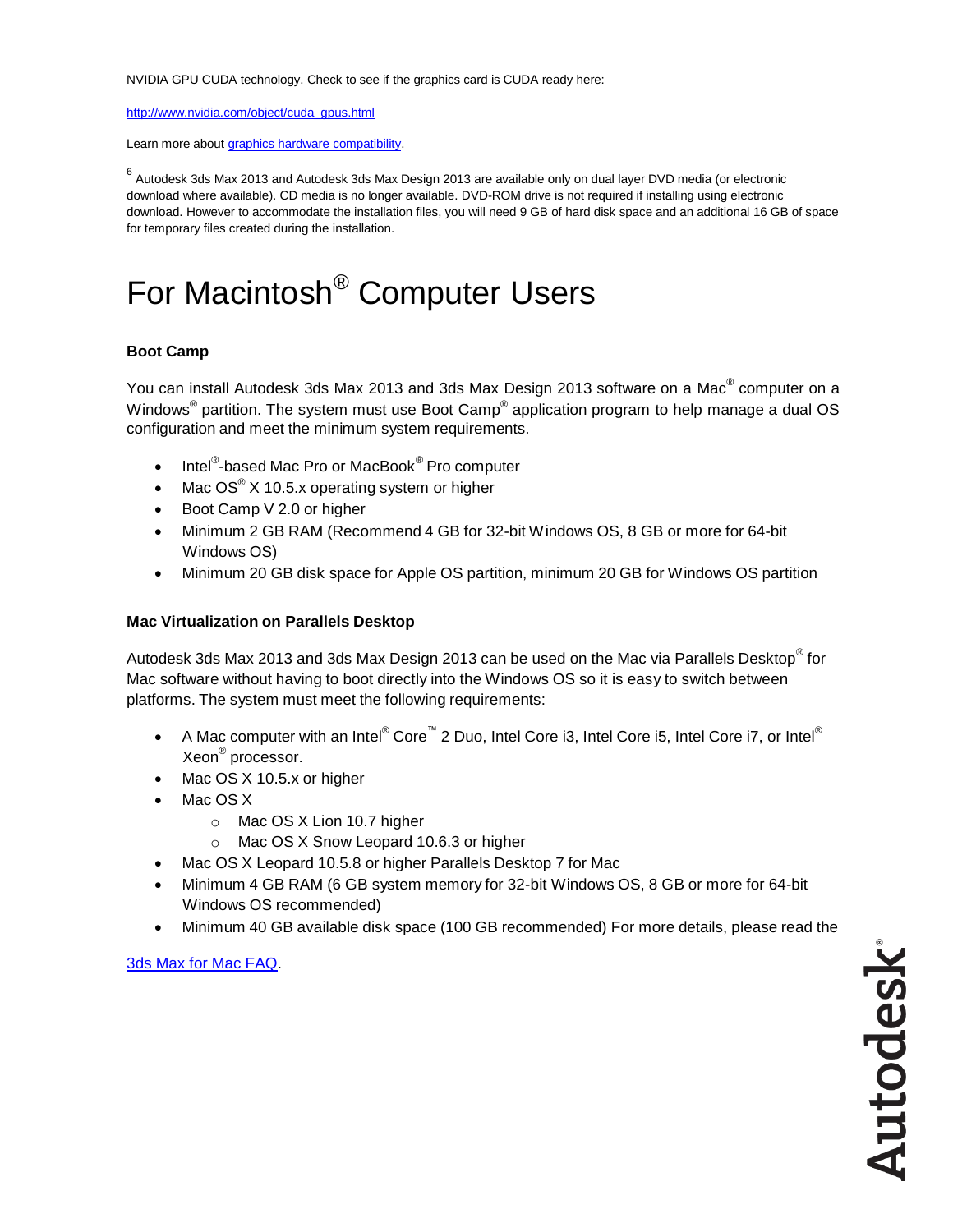NVIDIA GPU CUDA technology. Check to see if the graphics card is CUDA ready here:

http://www.nvidia.com/object/cuda_gpus.html

Learn more about graphics hardware compatibility.

[6] Autodesk 3ds Max 2013 and Autodesk 3ds Max Design 2013 are available only on dual layer DVD media (or electronic download where available). CD media is no longer available. DVD-ROM drive is not required if installing using electronic download. However to accommodate the installation files, you will need 9 GB of hard disk space and an additional 16 GB of space for temporary files created during the installation.

# For Macintosh® Computer Users

**Boot Camp**

You can install Autodesk 3ds Max 2013 and 3ds Max Design 2013 software on a Mac® computer on a Windows® partition. The system must use Boot Camp® application program to help manage a dual OS configuration and meet the minimum system requirements.

- Intel®-based Mac Pro or MacBook® Pro computer
- Mac OS® X 10.5.x operating system or higher
- Boot Camp V 2.0 or higher
- Minimum 2 GB RAM (Recommend 4 GB for 32-bit Windows OS, 8 GB or more for 64-bit Windows OS)
- Minimum 20 GB disk space for Apple OS partition, minimum 20 GB for Windows OS partition

**Mac Virtualization on Parallels Desktop**

Autodesk 3ds Max 2013 and 3ds Max Design 2013 can be used on the Mac via Parallels Desktop® for Mac software without having to boot directly into the Windows OS so it is easy to switch between platforms. The system must meet the following requirements:

- A Mac computer with an Intel® Core™ 2 Duo, Intel Core i3, Intel Core i5, Intel Core i7, or Intel® Xeon® processor.
- Mac OS X 10.5.x or higher
- Mac OS X
  - Mac OS X Lion 10.7 higher
  - Mac OS X Snow Leopard 10.6.3 or higher
- Mac OS X Leopard 10.5.8 or higher Parallels Desktop 7 for Mac
- Minimum 4 GB RAM (6 GB system memory for 32-bit Windows OS, 8 GB or more for 64-bit Windows OS recommended)
- Minimum 40 GB available disk space (100 GB recommended) For more details, please read the

3ds Max for Mac FAQ.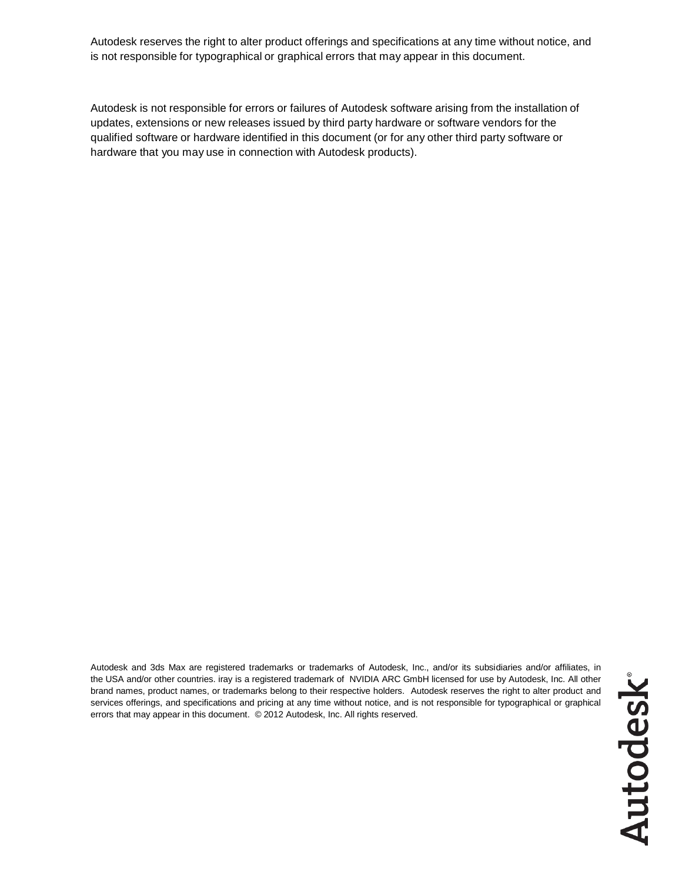Autodesk reserves the right to alter product offerings and specifications at any time without notice, and is not responsible for typographical or graphical errors that may appear in this document.

Autodesk is not responsible for errors or failures of Autodesk software arising from the installation of updates, extensions or new releases issued by third party hardware or software vendors for the qualified software or hardware identified in this document (or for any other third party software or hardware that you may use in connection with Autodesk products).

Autodesk and 3ds Max are registered trademarks or trademarks of Autodesk, Inc., and/or its subsidiaries and/or affiliates, in the USA and/or other countries. iray is a registered trademark of NVIDIA ARC GmbH licensed for use by Autodesk, Inc. All other brand names, product names, or trademarks belong to their respective holders. Autodesk reserves the right to alter product and services offerings, and specifications and pricing at any time without notice, and is not responsible for typographical or graphical errors that may appear in this document. © 2012 Autodesk, Inc. All rights reserved.

Autodesk®